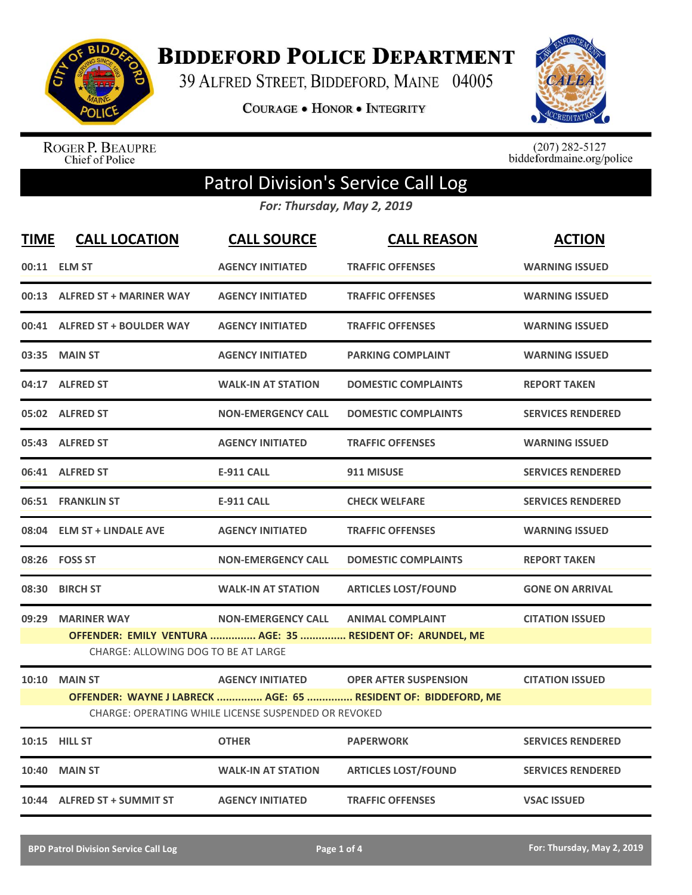# BIDDEFORD POLICE DEPARTMENT

39 ALFRED STREET, BIDDEFORD, MAINE 04005

COURAGE • HONOR • INTEGRITY

ROGER P. BEAUPRE
Chief of Police

(207) 282-5127
biddefordmaine.org/police

## Patrol Division's Service Call Log

*For: Thursday, May 2, 2019*

| TIME | CALL LOCATION | CALL SOURCE | CALL REASON | ACTION |
|---|---|---|---|---|
| 00:11 | ELM ST | AGENCY INITIATED | TRAFFIC OFFENSES | WARNING ISSUED |
| 00:13 | ALFRED ST + MARINER WAY | AGENCY INITIATED | TRAFFIC OFFENSES | WARNING ISSUED |
| 00:41 | ALFRED ST + BOULDER WAY | AGENCY INITIATED | TRAFFIC OFFENSES | WARNING ISSUED |
| 03:35 | MAIN ST | AGENCY INITIATED | PARKING COMPLAINT | WARNING ISSUED |
| 04:17 | ALFRED ST | WALK-IN AT STATION | DOMESTIC COMPLAINTS | REPORT TAKEN |
| 05:02 | ALFRED ST | NON-EMERGENCY CALL | DOMESTIC COMPLAINTS | SERVICES RENDERED |
| 05:43 | ALFRED ST | AGENCY INITIATED | TRAFFIC OFFENSES | WARNING ISSUED |
| 06:41 | ALFRED ST | E-911 CALL | 911 MISUSE | SERVICES RENDERED |
| 06:51 | FRANKLIN ST | E-911 CALL | CHECK WELFARE | SERVICES RENDERED |
| 08:04 | ELM ST + LINDALE AVE | AGENCY INITIATED | TRAFFIC OFFENSES | WARNING ISSUED |
| 08:26 | FOSS ST | NON-EMERGENCY CALL | DOMESTIC COMPLAINTS | REPORT TAKEN |
| 08:30 | BIRCH ST | WALK-IN AT STATION | ARTICLES LOST/FOUND | GONE ON ARRIVAL |
| 09:29 | MARINER WAY | NON-EMERGENCY CALL | ANIMAL COMPLAINT | CITATION ISSUED |
| | OFFENDER: EMILY VENTURA ............... AGE: 35 ............... RESIDENT OF: ARUNDEL, ME | | | |
| | CHARGE: ALLOWING DOG TO BE AT LARGE | | | |
| 10:10 | MAIN ST | AGENCY INITIATED | OPER AFTER SUSPENSION | CITATION ISSUED |
| | OFFENDER: WAYNE J LABRECK ............... AGE: 65 ............... RESIDENT OF: BIDDEFORD, ME | | | |
| | CHARGE: OPERATING WHILE LICENSE SUSPENDED OR REVOKED | | | |
| 10:15 | HILL ST | OTHER | PAPERWORK | SERVICES RENDERED |
| 10:40 | MAIN ST | WALK-IN AT STATION | ARTICLES LOST/FOUND | SERVICES RENDERED |
| 10:44 | ALFRED ST + SUMMIT ST | AGENCY INITIATED | TRAFFIC OFFENSES | VSAC ISSUED |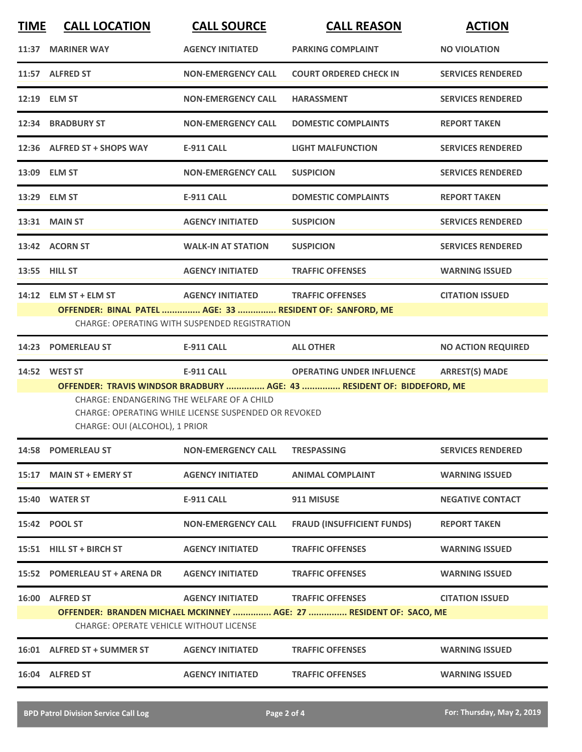| TIME | CALL LOCATION | CALL SOURCE | CALL REASON | ACTION |
|---|---|---|---|---|
| 11:37 | MARINER WAY | AGENCY INITIATED | PARKING COMPLAINT | NO VIOLATION |
| 11:57 | ALFRED ST | NON-EMERGENCY CALL | COURT ORDERED CHECK IN | SERVICES RENDERED |
| 12:19 | ELM ST | NON-EMERGENCY CALL | HARASSMENT | SERVICES RENDERED |
| 12:34 | BRADBURY ST | NON-EMERGENCY CALL | DOMESTIC COMPLAINTS | REPORT TAKEN |
| 12:36 | ALFRED ST + SHOPS WAY | E-911 CALL | LIGHT MALFUNCTION | SERVICES RENDERED |
| 13:09 | ELM ST | NON-EMERGENCY CALL | SUSPICION | SERVICES RENDERED |
| 13:29 | ELM ST | E-911 CALL | DOMESTIC COMPLAINTS | REPORT TAKEN |
| 13:31 | MAIN ST | AGENCY INITIATED | SUSPICION | SERVICES RENDERED |
| 13:42 | ACORN ST | WALK-IN AT STATION | SUSPICION | SERVICES RENDERED |
| 13:55 | HILL ST | AGENCY INITIATED | TRAFFIC OFFENSES | WARNING ISSUED |
| 14:12 | ELM ST + ELM ST | AGENCY INITIATED | TRAFFIC OFFENSES | CITATION ISSUED |

**OFFENDER: BINAL PATEL ............... AGE: 33 ............... RESIDENT OF: SANFORD, ME**

CHARGE: OPERATING WITH SUSPENDED REGISTRATION

| TIME | CALL LOCATION | CALL SOURCE | CALL REASON | ACTION |
|---|---|---|---|---|
| 14:23 | POMERLEAU ST | E-911 CALL | ALL OTHER | NO ACTION REQUIRED |
| 14:52 | WEST ST | E-911 CALL | OPERATING UNDER INFLUENCE | ARREST(S) MADE |

**OFFENDER: TRAVIS WINDSOR BRADBURY ............... AGE: 43 ............... RESIDENT OF: BIDDEFORD, ME**

CHARGE: ENDANGERING THE WELFARE OF A CHILD
CHARGE: OPERATING WHILE LICENSE SUSPENDED OR REVOKED
CHARGE: OUI (ALCOHOL), 1 PRIOR

| TIME | CALL LOCATION | CALL SOURCE | CALL REASON | ACTION |
|---|---|---|---|---|
| 14:58 | POMERLEAU ST | NON-EMERGENCY CALL | TRESPASSING | SERVICES RENDERED |
| 15:17 | MAIN ST + EMERY ST | AGENCY INITIATED | ANIMAL COMPLAINT | WARNING ISSUED |
| 15:40 | WATER ST | E-911 CALL | 911 MISUSE | NEGATIVE CONTACT |
| 15:42 | POOL ST | NON-EMERGENCY CALL | FRAUD (INSUFFICIENT FUNDS) | REPORT TAKEN |
| 15:51 | HILL ST + BIRCH ST | AGENCY INITIATED | TRAFFIC OFFENSES | WARNING ISSUED |
| 15:52 | POMERLEAU ST + ARENA DR | AGENCY INITIATED | TRAFFIC OFFENSES | WARNING ISSUED |
| 16:00 | ALFRED ST | AGENCY INITIATED | TRAFFIC OFFENSES | CITATION ISSUED |

**OFFENDER: BRANDEN MICHAEL MCKINNEY ............... AGE: 27 ............... RESIDENT OF: SACO, ME**

CHARGE: OPERATE VEHICLE WITHOUT LICENSE

| TIME | CALL LOCATION | CALL SOURCE | CALL REASON | ACTION |
|---|---|---|---|---|
| 16:01 | ALFRED ST + SUMMER ST | AGENCY INITIATED | TRAFFIC OFFENSES | WARNING ISSUED |
| 16:04 | ALFRED ST | AGENCY INITIATED | TRAFFIC OFFENSES | WARNING ISSUED |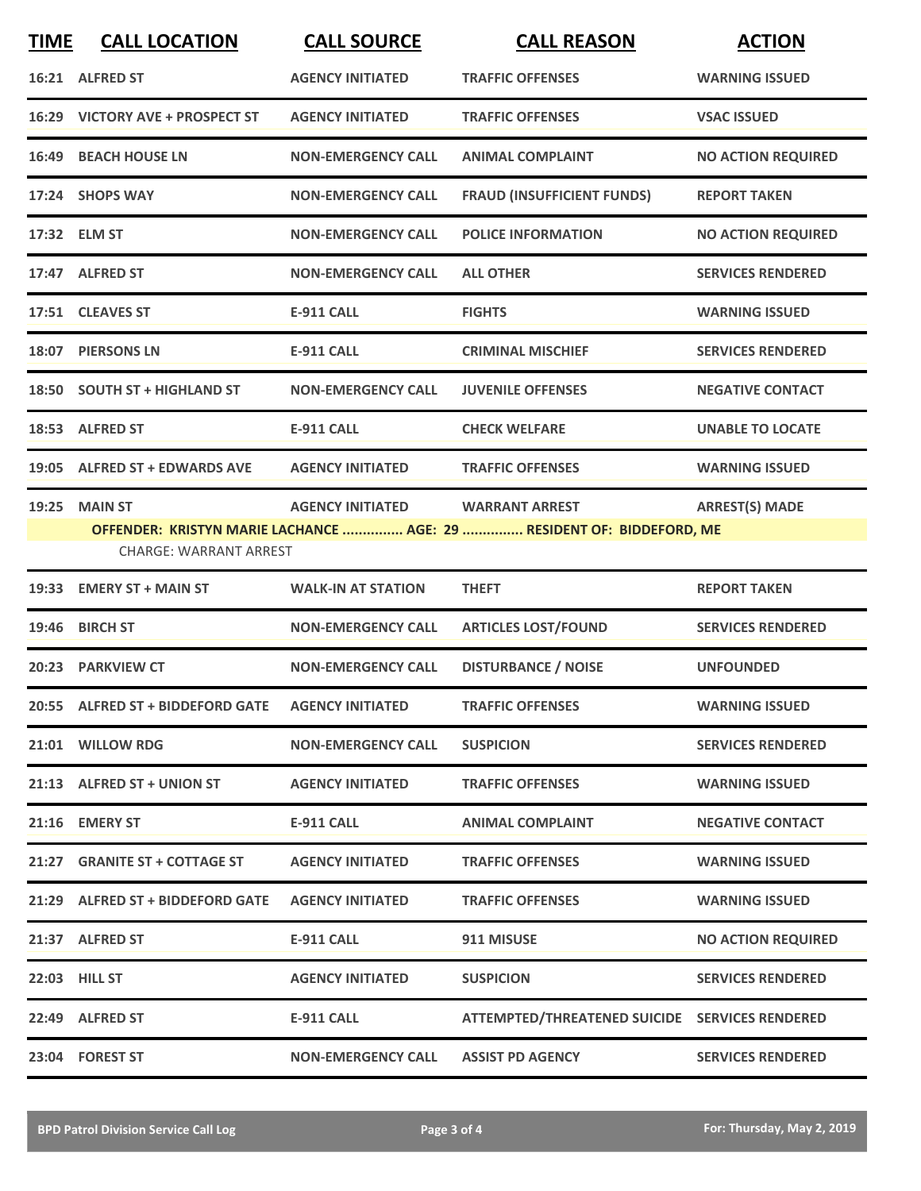| TIME | CALL LOCATION | CALL SOURCE | CALL REASON | ACTION |
|---|---|---|---|---|
| 16:21 | ALFRED ST | AGENCY INITIATED | TRAFFIC OFFENSES | WARNING ISSUED |
| 16:29 | VICTORY AVE + PROSPECT ST | AGENCY INITIATED | TRAFFIC OFFENSES | VSAC ISSUED |
| 16:49 | BEACH HOUSE LN | NON-EMERGENCY CALL | ANIMAL COMPLAINT | NO ACTION REQUIRED |
| 17:24 | SHOPS WAY | NON-EMERGENCY CALL | FRAUD (INSUFFICIENT FUNDS) | REPORT TAKEN |
| 17:32 | ELM ST | NON-EMERGENCY CALL | POLICE INFORMATION | NO ACTION REQUIRED |
| 17:47 | ALFRED ST | NON-EMERGENCY CALL | ALL OTHER | SERVICES RENDERED |
| 17:51 | CLEAVES ST | E-911 CALL | FIGHTS | WARNING ISSUED |
| 18:07 | PIERSONS LN | E-911 CALL | CRIMINAL MISCHIEF | SERVICES RENDERED |
| 18:50 | SOUTH ST + HIGHLAND ST | NON-EMERGENCY CALL | JUVENILE OFFENSES | NEGATIVE CONTACT |
| 18:53 | ALFRED ST | E-911 CALL | CHECK WELFARE | UNABLE TO LOCATE |
| 19:05 | ALFRED ST + EDWARDS AVE | AGENCY INITIATED | TRAFFIC OFFENSES | WARNING ISSUED |
| 19:25 | MAIN ST | AGENCY INITIATED | WARRANT ARREST | ARREST(S) MADE |
| | OFFENDER: KRISTYN MARIE LACHANCE ............... AGE: 29 ............... RESIDENT OF: BIDDEFORD, ME | | | |
| | CHARGE: WARRANT ARREST | | | |
| 19:33 | EMERY ST + MAIN ST | WALK-IN AT STATION | THEFT | REPORT TAKEN |
| 19:46 | BIRCH ST | NON-EMERGENCY CALL | ARTICLES LOST/FOUND | SERVICES RENDERED |
| 20:23 | PARKVIEW CT | NON-EMERGENCY CALL | DISTURBANCE / NOISE | UNFOUNDED |
| 20:55 | ALFRED ST + BIDDEFORD GATE | AGENCY INITIATED | TRAFFIC OFFENSES | WARNING ISSUED |
| 21:01 | WILLOW RDG | NON-EMERGENCY CALL | SUSPICION | SERVICES RENDERED |
| 21:13 | ALFRED ST + UNION ST | AGENCY INITIATED | TRAFFIC OFFENSES | WARNING ISSUED |
| 21:16 | EMERY ST | E-911 CALL | ANIMAL COMPLAINT | NEGATIVE CONTACT |
| 21:27 | GRANITE ST + COTTAGE ST | AGENCY INITIATED | TRAFFIC OFFENSES | WARNING ISSUED |
| 21:29 | ALFRED ST + BIDDEFORD GATE | AGENCY INITIATED | TRAFFIC OFFENSES | WARNING ISSUED |
| 21:37 | ALFRED ST | E-911 CALL | 911 MISUSE | NO ACTION REQUIRED |
| 22:03 | HILL ST | AGENCY INITIATED | SUSPICION | SERVICES RENDERED |
| 22:49 | ALFRED ST | E-911 CALL | ATTEMPTED/THREATENED SUICIDE | SERVICES RENDERED |
| 23:04 | FOREST ST | NON-EMERGENCY CALL | ASSIST PD AGENCY | SERVICES RENDERED |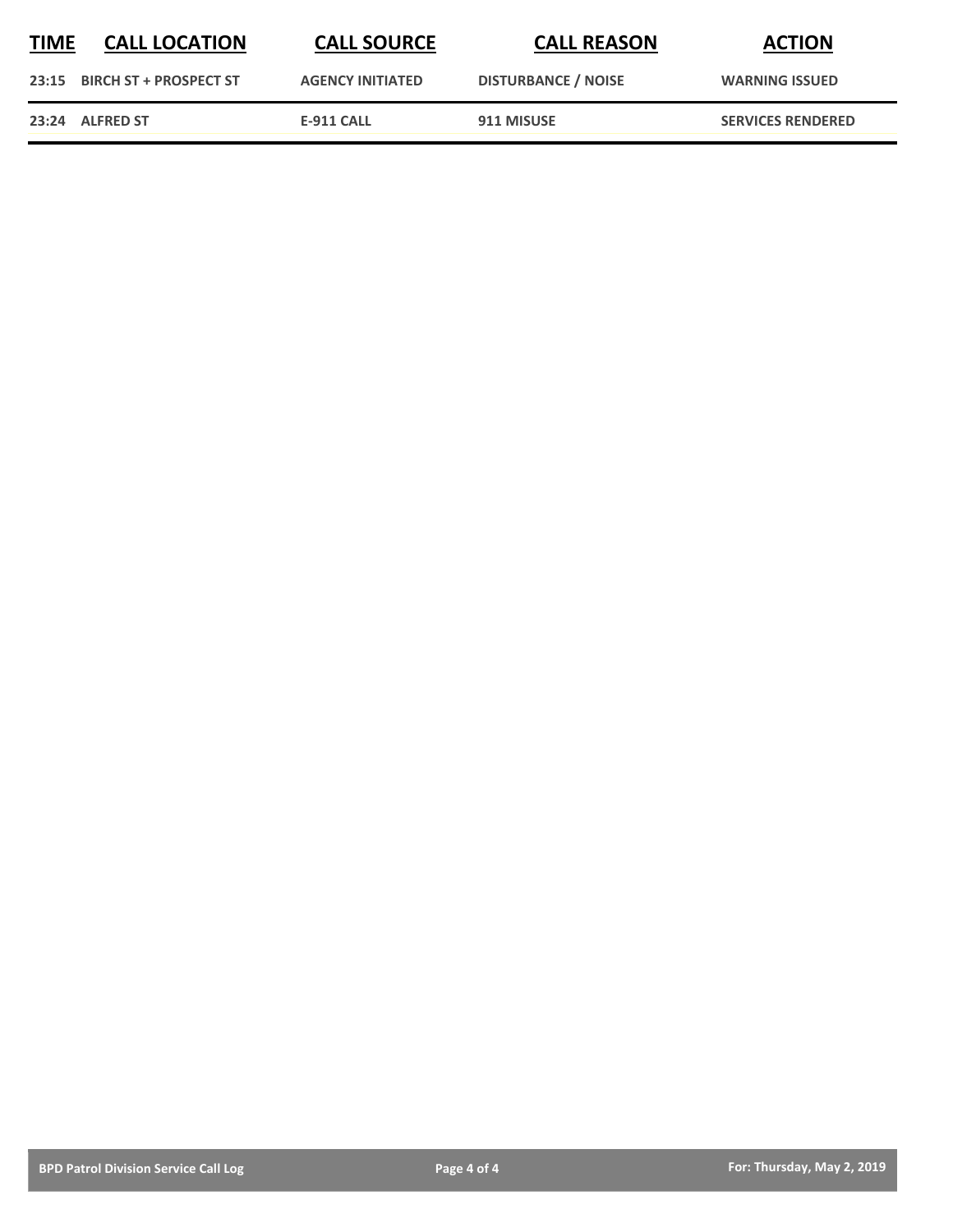| TIME | CALL LOCATION | CALL SOURCE | CALL REASON | ACTION |
|---|---|---|---|---|
| 23:15 | BIRCH ST + PROSPECT ST | AGENCY INITIATED | DISTURBANCE / NOISE | WARNING ISSUED |
| 23:24 | ALFRED ST | E-911 CALL | 911 MISUSE | SERVICES RENDERED |